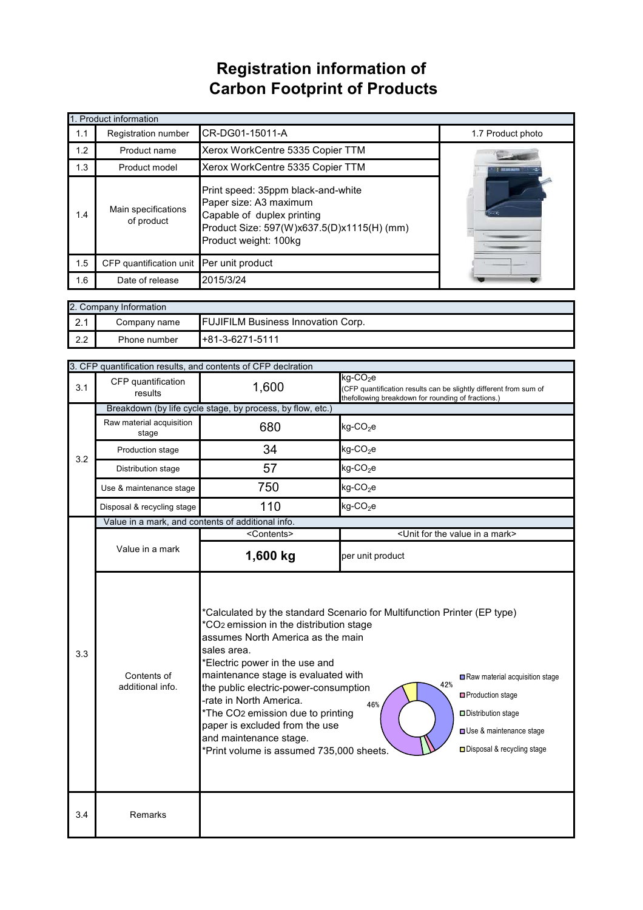# Registration information of Carbon Footprint of Products

| 1. Product information | | | |
|---|---|---|---|
| 1.1 | Registration number | CR-DG01-15011-A | 1.7 Product photo |
| 1.2 | Product name | Xerox WorkCentre 5335 Copier TTM | |
| 1.3 | Product model | Xerox WorkCentre 5335 Copier TTM | |
| 1.4 | Main specifications of product | Print speed: 35ppm black-and-white<br>Paper size: A3 maximum<br>Capable of duplex printing<br>Product Size: 597(W)x637.5(D)x1115(H) (mm)<br>Product weight: 100kg | |
| 1.5 | CFP quantification unit | Per unit product | |
| 1.6 | Date of release | 2015/3/24 | |

| 2. Company Information | | |
|---|---|---|
| 2.1 | Company name | FUJIFILM Business Innovation Corp. |
| 2.2 | Phone number | +81-3-6271-5111 |

| 3. CFP quantification results, and contents of CFP declration | | | |
|---|---|---|---|
| 3.1 | CFP quantification results | 1,600 | kg-$CO_2$e (CFP quantification results can be slightly different from sum of thefollowing breakdown for rounding of fractions.) |
| 3.2 | Breakdown (by life cycle stage, by process, by flow, etc.) | | |
| | Raw material acquisition stage | 680 | kg-$CO_2$e |
| | Production stage | 34 | kg-$CO_2$e |
| | Distribution stage | 57 | kg-$CO_2$e |
| | Use & maintenance stage | 750 | kg-$CO_2$e |
| | Disposal & recycling stage | 110 | kg-$CO_2$e |
| 3.3 | Value in a mark, and contents of additional info. | | |
| | | <Contents> | <Unit for the value in a mark> |
| | Value in a mark | **1,600 kg** | per unit product |
| | Contents of additional info. | *Calculated by the standard Scenario for Multifunction Printer (EP type)<br>*$CO_2$ emission in the distribution stage assumes North America as the main sales area.<br>*Electric power in the use and maintenance stage is evaluated with the public electric-power-consumption -rate in North America.<br>*The $CO_2$ emission due to printing paper is excluded from the use and maintenance stage.<br>*Print volume is assumed 735,000 sheets. | Raw material acquisition stage 42%<br>Production stage<br>Distribution stage<br>Use & maintenance stage 46%<br>Disposal & recycling stage |
| 3.4 | Remarks | | |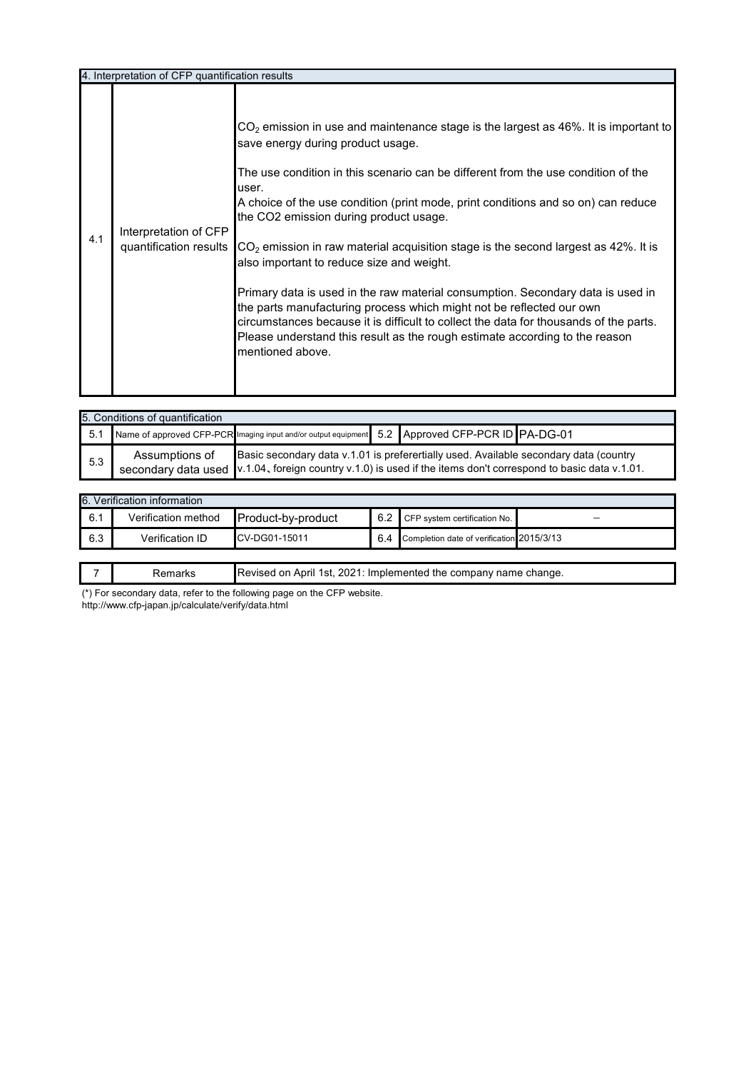| 4. Interpretation of CFP quantification results | | |
|---|---|---|
| 4.1 | Interpretation of CFP quantification results | $CO_2$ emission in use and maintenance stage is the largest as 46%. It is important to save energy during product usage.<br><br>The use condition in this scenario can be different from the use condition of the user.<br>A choice of the use condition (print mode, print conditions and so on) can reduce the CO2 emission during product usage.<br><br>$CO_2$ emission in raw material acquisition stage is the second largest as 42%. It is also important to reduce size and weight.<br><br>Primary data is used in the raw material consumption. Secondary data is used in the parts manufacturing process which might not be reflected our own circumstances because it is difficult to collect the data for thousands of the parts. Please understand this result as the rough estimate according to the reason mentioned above. |

| 5. Conditions of quantification | | | | | |
|---|---|---|---|---|---|
| 5.1 | Name of approved CFP-PCR | Imaging input and/or output equipment | 5.2 | Approved CFP-PCR ID | PA-DG-01 |
| 5.3 | Assumptions of secondary data used | Basic secondary data v.1.01 is prefererntially used. Available secondary data (country v.1.04、foreign country v.1.0) is used if the items don't correspond to basic data v.1.01. | | | |

| 6. Verification information | | | | | |
|---|---|---|---|---|---|
| 6.1 | Verification method | Product-by-product | 6.2 | CFP system certification No. | － |
| 6.3 | Verification ID | CV-DG01-15011 | 6.4 | Completion date of verification | 2015/3/13 |

| | | |
|---|---|---|
| 7 | Remarks | Revised on April 1st, 2021: Implemented the company name change. |

(*) For secondary data, refer to the following page on the CFP website.
http://www.cfp-japan.jp/calculate/verify/data.html